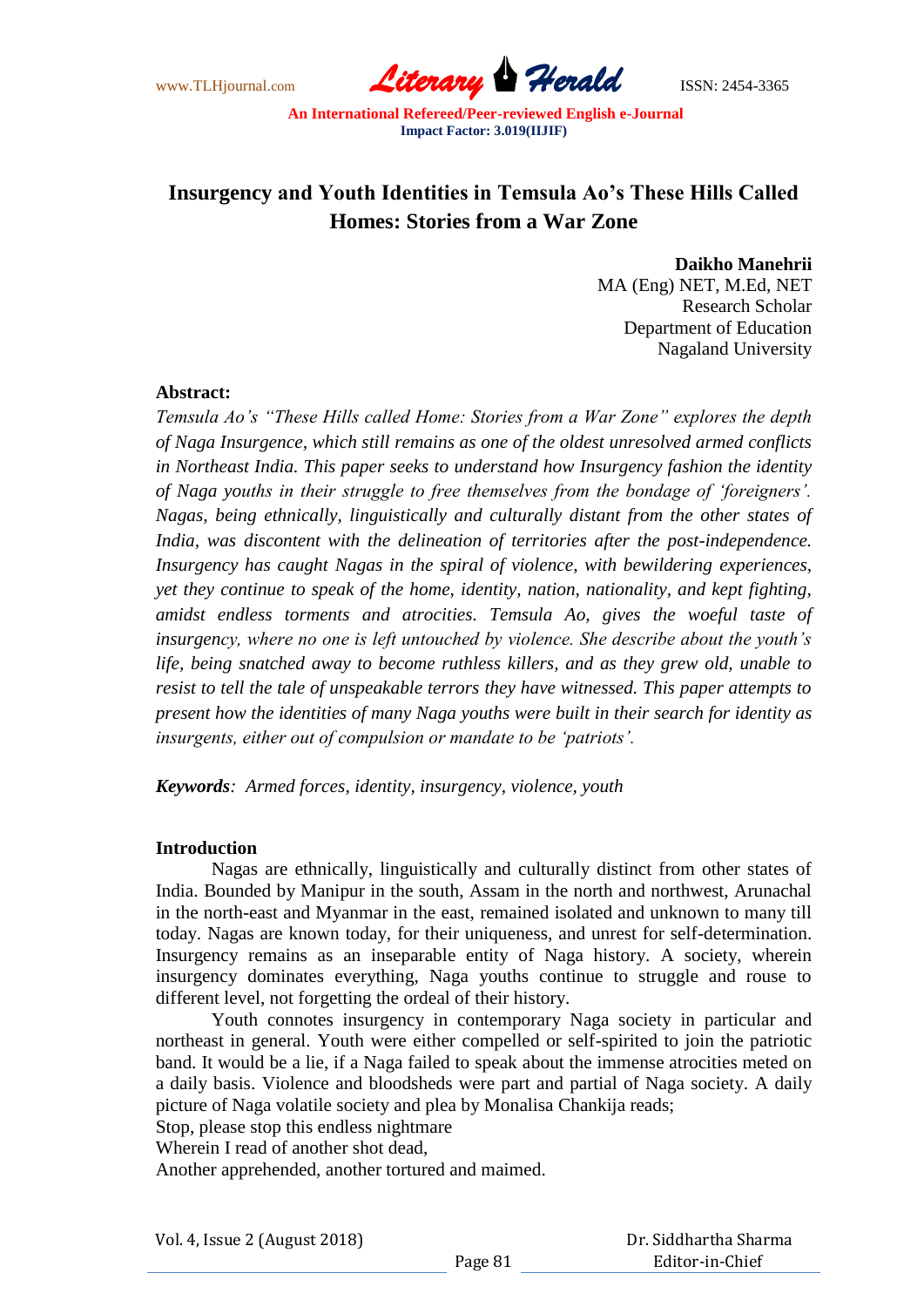# Insurgency and Youth Identities in Temsula Ao's These Hills Called Homes: Stories from a War Zone

**Daikho Manehrii**
MA (Eng) NET, M.Ed, NET
Research Scholar
Department of Education
Nagaland University

**Abstract:**

*Temsula Ao's "These Hills called Home: Stories from a War Zone" explores the depth of Naga Insurgence, which still remains as one of the oldest unresolved armed conflicts in Northeast India. This paper seeks to understand how Insurgency fashion the identity of Naga youths in their struggle to free themselves from the bondage of 'foreigners'. Nagas, being ethnically, linguistically and culturally distant from the other states of India, was discontent with the delineation of territories after the post-independence. Insurgency has caught Nagas in the spiral of violence, with bewildering experiences, yet they continue to speak of the home, identity, nation, nationality, and kept fighting, amidst endless torments and atrocities. Temsula Ao, gives the woeful taste of insurgency, where no one is left untouched by violence. She describe about the youth's life, being snatched away to become ruthless killers, and as they grew old, unable to resist to tell the tale of unspeakable terrors they have witnessed. This paper attempts to present how the identities of many Naga youths were built in their search for identity as insurgents, either out of compulsion or mandate to be 'patriots'.*

***Keywords****: Armed forces, identity, insurgency, violence, youth*

## Introduction

Nagas are ethnically, linguistically and culturally distinct from other states of India. Bounded by Manipur in the south, Assam in the north and northwest, Arunachal in the north-east and Myanmar in the east, remained isolated and unknown to many till today. Nagas are known today, for their uniqueness, and unrest for self-determination. Insurgency remains as an inseparable entity of Naga history. A society, wherein insurgency dominates everything, Naga youths continue to struggle and rouse to different level, not forgetting the ordeal of their history.

Youth connotes insurgency in contemporary Naga society in particular and northeast in general. Youth were either compelled or self-spirited to join the patriotic band. It would be a lie, if a Naga failed to speak about the immense atrocities meted on a daily basis. Violence and bloodsheds were part and partial of Naga society. A daily picture of Naga volatile society and plea by Monalisa Chankija reads;

Stop, please stop this endless nightmare
Wherein I read of another shot dead,
Another apprehended, another tortured and maimed.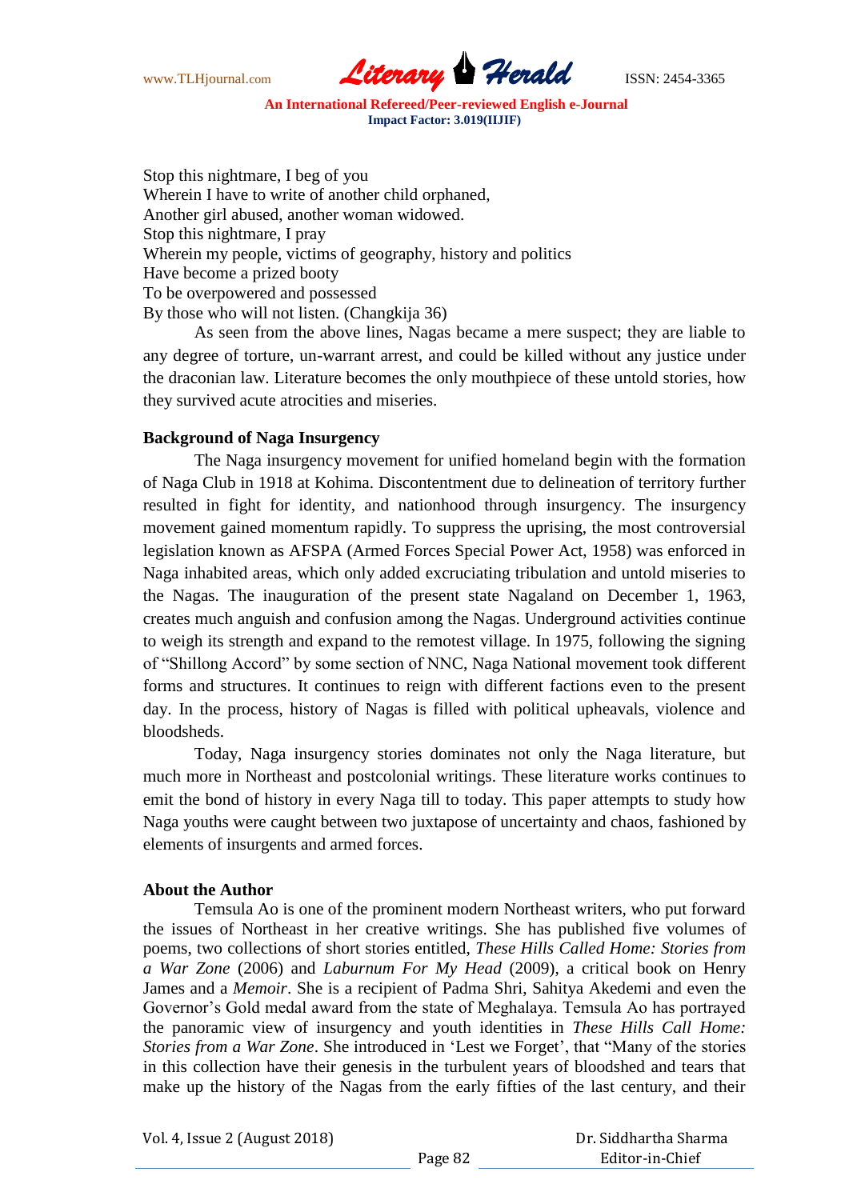Stop this nightmare, I beg of you
Wherein I have to write of another child orphaned,
Another girl abused, another woman widowed.
Stop this nightmare, I pray
Wherein my people, victims of geography, history and politics
Have become a prized booty
To be overpowered and possessed
By those who will not listen. (Changkija 36)

As seen from the above lines, Nagas became a mere suspect; they are liable to any degree of torture, un-warrant arrest, and could be killed without any justice under the draconian law. Literature becomes the only mouthpiece of these untold stories, how they survived acute atrocities and miseries.

**Background of Naga Insurgency**

The Naga insurgency movement for unified homeland begin with the formation of Naga Club in 1918 at Kohima. Discontentment due to delineation of territory further resulted in fight for identity, and nationhood through insurgency. The insurgency movement gained momentum rapidly. To suppress the uprising, the most controversial legislation known as AFSPA (Armed Forces Special Power Act, 1958) was enforced in Naga inhabited areas, which only added excruciating tribulation and untold miseries to the Nagas. The inauguration of the present state Nagaland on December 1, 1963, creates much anguish and confusion among the Nagas. Underground activities continue to weigh its strength and expand to the remotest village. In 1975, following the signing of "Shillong Accord" by some section of NNC, Naga National movement took different forms and structures. It continues to reign with different factions even to the present day. In the process, history of Nagas is filled with political upheavals, violence and bloodsheds.

Today, Naga insurgency stories dominates not only the Naga literature, but much more in Northeast and postcolonial writings. These literature works continues to emit the bond of history in every Naga till to today. This paper attempts to study how Naga youths were caught between two juxtapose of uncertainty and chaos, fashioned by elements of insurgents and armed forces.

**About the Author**

Temsula Ao is one of the prominent modern Northeast writers, who put forward the issues of Northeast in her creative writings. She has published five volumes of poems, two collections of short stories entitled, *These Hills Called Home: Stories from a War Zone* (2006) and *Laburnum For My Head* (2009), a critical book on Henry James and a *Memoir*. She is a recipient of Padma Shri, Sahitya Akedemi and even the Governor's Gold medal award from the state of Meghalaya. Temsula Ao has portrayed the panoramic view of insurgency and youth identities in *These Hills Call Home: Stories from a War Zone*. She introduced in 'Lest we Forget', that "Many of the stories in this collection have their genesis in the turbulent years of bloodshed and tears that make up the history of the Nagas from the early fifties of the last century, and their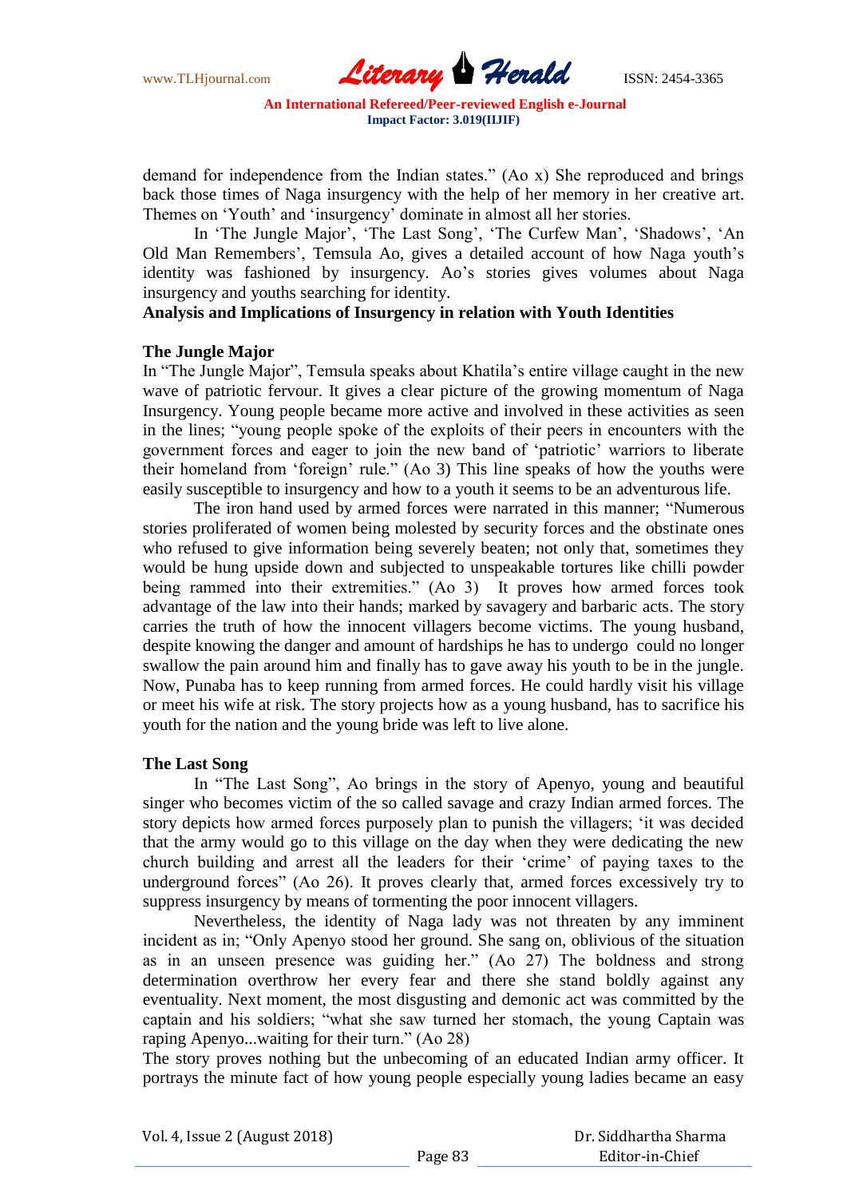demand for independence from the Indian states." (Ao x) She reproduced and brings back those times of Naga insurgency with the help of her memory in her creative art. Themes on 'Youth' and 'insurgency' dominate in almost all her stories.

In 'The Jungle Major', 'The Last Song', 'The Curfew Man', 'Shadows', 'An Old Man Remembers', Temsula Ao, gives a detailed account of how Naga youth's identity was fashioned by insurgency. Ao's stories gives volumes about Naga insurgency and youths searching for identity.

**Analysis and Implications of Insurgency in relation with Youth Identities**

**The Jungle Major**

In "The Jungle Major", Temsula speaks about Khatila's entire village caught in the new wave of patriotic fervour. It gives a clear picture of the growing momentum of Naga Insurgency. Young people became more active and involved in these activities as seen in the lines; "young people spoke of the exploits of their peers in encounters with the government forces and eager to join the new band of 'patriotic' warriors to liberate their homeland from 'foreign' rule." (Ao 3) This line speaks of how the youths were easily susceptible to insurgency and how to a youth it seems to be an adventurous life.

The iron hand used by armed forces were narrated in this manner; "Numerous stories proliferated of women being molested by security forces and the obstinate ones who refused to give information being severely beaten; not only that, sometimes they would be hung upside down and subjected to unspeakable tortures like chilli powder being rammed into their extremities." (Ao 3) It proves how armed forces took advantage of the law into their hands; marked by savagery and barbaric acts. The story carries the truth of how the innocent villagers become victims. The young husband, despite knowing the danger and amount of hardships he has to undergo could no longer swallow the pain around him and finally has to gave away his youth to be in the jungle. Now, Punaba has to keep running from armed forces. He could hardly visit his village or meet his wife at risk. The story projects how as a young husband, has to sacrifice his youth for the nation and the young bride was left to live alone.

**The Last Song**

In "The Last Song", Ao brings in the story of Apenyo, young and beautiful singer who becomes victim of the so called savage and crazy Indian armed forces. The story depicts how armed forces purposely plan to punish the villagers; 'it was decided that the army would go to this village on the day when they were dedicating the new church building and arrest all the leaders for their 'crime' of paying taxes to the underground forces" (Ao 26). It proves clearly that, armed forces excessively try to suppress insurgency by means of tormenting the poor innocent villagers.

Nevertheless, the identity of Naga lady was not threaten by any imminent incident as in; "Only Apenyo stood her ground. She sang on, oblivious of the situation as in an unseen presence was guiding her." (Ao 27) The boldness and strong determination overthrow her every fear and there she stand boldly against any eventuality. Next moment, the most disgusting and demonic act was committed by the captain and his soldiers; "what she saw turned her stomach, the young Captain was raping Apenyo...waiting for their turn." (Ao 28)

The story proves nothing but the unbecoming of an educated Indian army officer. It portrays the minute fact of how young people especially young ladies became an easy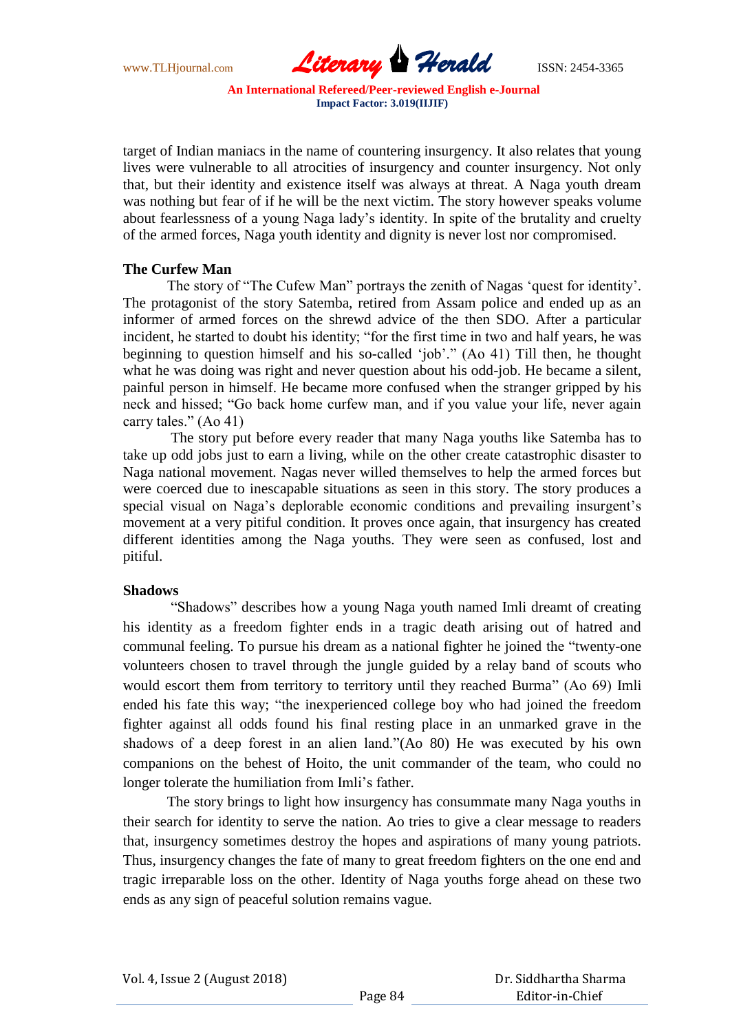target of Indian maniacs in the name of countering insurgency. It also relates that young lives were vulnerable to all atrocities of insurgency and counter insurgency. Not only that, but their identity and existence itself was always at threat. A Naga youth dream was nothing but fear of if he will be the next victim. The story however speaks volume about fearlessness of a young Naga lady's identity. In spite of the brutality and cruelty of the armed forces, Naga youth identity and dignity is never lost nor compromised.

**The Curfew Man**

The story of "The Cufew Man" portrays the zenith of Nagas 'quest for identity'. The protagonist of the story Satemba, retired from Assam police and ended up as an informer of armed forces on the shrewd advice of the then SDO. After a particular incident, he started to doubt his identity; "for the first time in two and half years, he was beginning to question himself and his so-called 'job'." (Ao 41) Till then, he thought what he was doing was right and never question about his odd-job. He became a silent, painful person in himself. He became more confused when the stranger gripped by his neck and hissed; "Go back home curfew man, and if you value your life, never again carry tales." (Ao 41)

The story put before every reader that many Naga youths like Satemba has to take up odd jobs just to earn a living, while on the other create catastrophic disaster to Naga national movement. Nagas never willed themselves to help the armed forces but were coerced due to inescapable situations as seen in this story. The story produces a special visual on Naga's deplorable economic conditions and prevailing insurgent's movement at a very pitiful condition. It proves once again, that insurgency has created different identities among the Naga youths. They were seen as confused, lost and pitiful.

**Shadows**

"Shadows" describes how a young Naga youth named Imli dreamt of creating his identity as a freedom fighter ends in a tragic death arising out of hatred and communal feeling. To pursue his dream as a national fighter he joined the "twenty-one volunteers chosen to travel through the jungle guided by a relay band of scouts who would escort them from territory to territory until they reached Burma" (Ao 69) Imli ended his fate this way; "the inexperienced college boy who had joined the freedom fighter against all odds found his final resting place in an unmarked grave in the shadows of a deep forest in an alien land."(Ao 80) He was executed by his own companions on the behest of Hoito, the unit commander of the team, who could no longer tolerate the humiliation from Imli's father.

The story brings to light how insurgency has consummate many Naga youths in their search for identity to serve the nation. Ao tries to give a clear message to readers that, insurgency sometimes destroy the hopes and aspirations of many young patriots. Thus, insurgency changes the fate of many to great freedom fighters on the one end and tragic irreparable loss on the other. Identity of Naga youths forge ahead on these two ends as any sign of peaceful solution remains vague.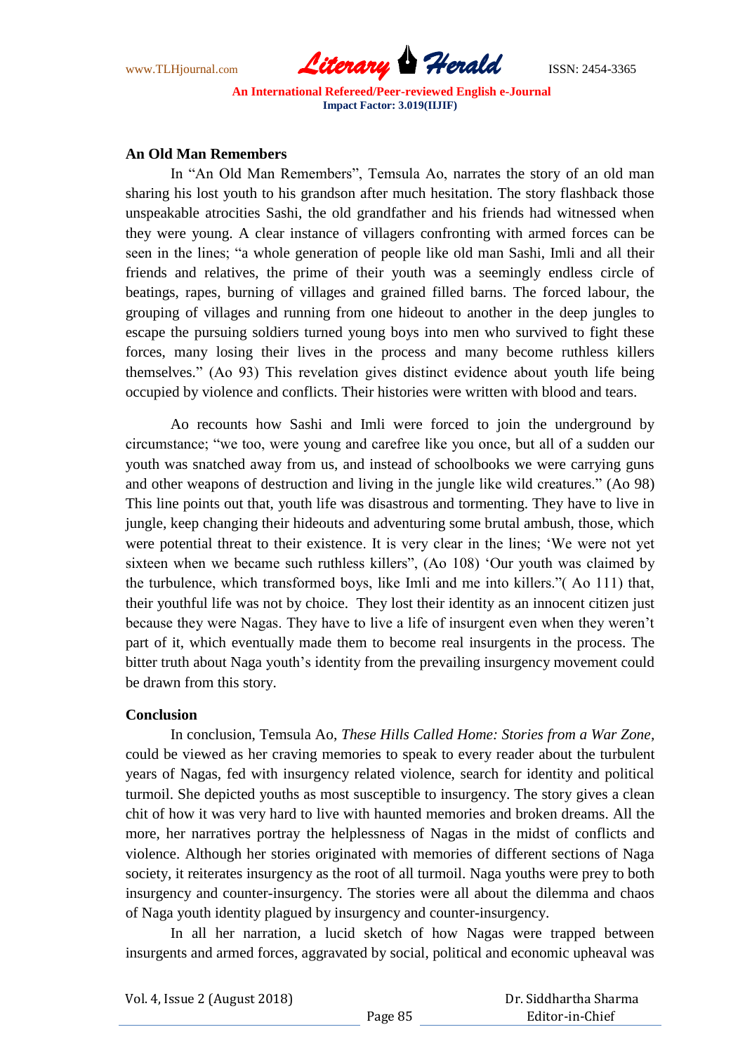**An Old Man Remembers**

In "An Old Man Remembers", Temsula Ao, narrates the story of an old man sharing his lost youth to his grandson after much hesitation. The story flashback those unspeakable atrocities Sashi, the old grandfather and his friends had witnessed when they were young. A clear instance of villagers confronting with armed forces can be seen in the lines; "a whole generation of people like old man Sashi, Imli and all their friends and relatives, the prime of their youth was a seemingly endless circle of beatings, rapes, burning of villages and grained filled barns. The forced labour, the grouping of villages and running from one hideout to another in the deep jungles to escape the pursuing soldiers turned young boys into men who survived to fight these forces, many losing their lives in the process and many become ruthless killers themselves." (Ao 93) This revelation gives distinct evidence about youth life being occupied by violence and conflicts. Their histories were written with blood and tears.

Ao recounts how Sashi and Imli were forced to join the underground by circumstance; "we too, were young and carefree like you once, but all of a sudden our youth was snatched away from us, and instead of schoolbooks we were carrying guns and other weapons of destruction and living in the jungle like wild creatures." (Ao 98) This line points out that, youth life was disastrous and tormenting. They have to live in jungle, keep changing their hideouts and adventuring some brutal ambush, those, which were potential threat to their existence. It is very clear in the lines; 'We were not yet sixteen when we became such ruthless killers", (Ao 108) 'Our youth was claimed by the turbulence, which transformed boys, like Imli and me into killers."( Ao 111) that, their youthful life was not by choice. They lost their identity as an innocent citizen just because they were Nagas. They have to live a life of insurgent even when they weren't part of it, which eventually made them to become real insurgents in the process. The bitter truth about Naga youth's identity from the prevailing insurgency movement could be drawn from this story.

**Conclusion**

In conclusion, Temsula Ao, *These Hills Called Home: Stories from a War Zone,* could be viewed as her craving memories to speak to every reader about the turbulent years of Nagas, fed with insurgency related violence, search for identity and political turmoil. She depicted youths as most susceptible to insurgency. The story gives a clean chit of how it was very hard to live with haunted memories and broken dreams. All the more, her narratives portray the helplessness of Nagas in the midst of conflicts and violence. Although her stories originated with memories of different sections of Naga society, it reiterates insurgency as the root of all turmoil. Naga youths were prey to both insurgency and counter-insurgency. The stories were all about the dilemma and chaos of Naga youth identity plagued by insurgency and counter-insurgency.

In all her narration, a lucid sketch of how Nagas were trapped between insurgents and armed forces, aggravated by social, political and economic upheaval was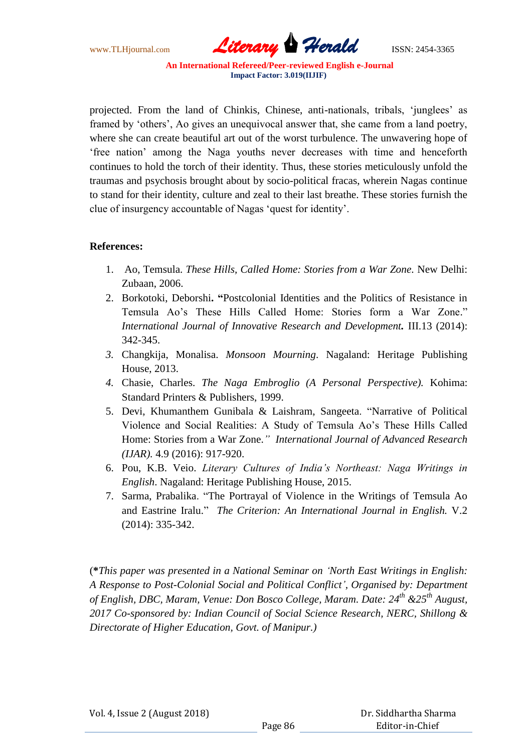projected. From the land of Chinkis, Chinese, anti-nationals, tribals, 'junglees' as framed by 'others', Ao gives an unequivocal answer that, she came from a land poetry, where she can create beautiful art out of the worst turbulence. The unwavering hope of 'free nation' among the Naga youths never decreases with time and henceforth continues to hold the torch of their identity. Thus, these stories meticulously unfold the traumas and psychosis brought about by socio-political fracas, wherein Nagas continue to stand for their identity, culture and zeal to their last breathe. These stories furnish the clue of insurgency accountable of Nagas 'quest for identity'.

**References:**

1. Ao, Temsula. *These Hills, Called Home: Stories from a War Zone*. New Delhi: Zubaan, 2006.
2. Borkotoki, Deborshi**. "**Postcolonial Identities and the Politics of Resistance in Temsula Ao's These Hills Called Home: Stories form a War Zone." *International Journal of Innovative Research and Development***.** III.13 (2014): 342-345.
3. Changkija, Monalisa. *Monsoon Mourning*. Nagaland: Heritage Publishing House, 2013.
4. Chasie, Charles. *The Naga Embroglio (A Personal Perspective).* Kohima: Standard Printers & Publishers, 1999.
5. Devi, Khumanthem Gunibala & Laishram, Sangeeta. "Narrative of Political Violence and Social Realities: A Study of Temsula Ao's These Hills Called Home: Stories from a War Zone.*" International Journal of Advanced Research (IJAR).* 4.9 (2016): 917-920.
6. Pou, K.B. Veio. *Literary Cultures of India's Northeast: Naga Writings in English*. Nagaland: Heritage Publishing House, 2015.
7. Sarma, Prabalika. "The Portrayal of Violence in the Writings of Temsula Ao and Eastrine Iralu." *The Criterion: An International Journal in English.* V.2 (2014): 335-342.

(***\****This paper was presented in a National Seminar on 'North East Writings in English: A Response to Post-Colonial Social and Political Conflict', Organised by: Department of English, DBC, Maram, Venue: Don Bosco College, Maram. Date: 24th &25th August, 2017 Co-sponsored by: Indian Council of Social Science Research, NERC, Shillong & Directorate of Higher Education, Govt. of Manipur.)*